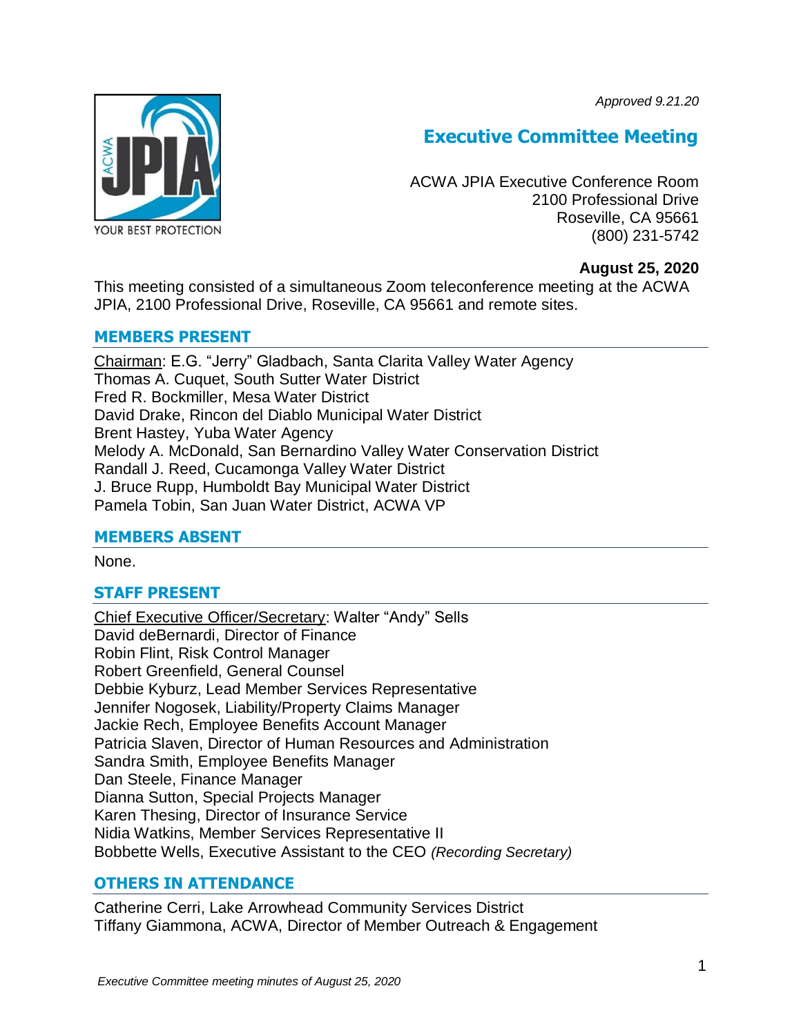*Approved 9.21.20*

# Executive Committee Meeting

ACWA JPIA Executive Conference Room
2100 Professional Drive
Roseville, CA 95661
(800) 231-5742

**August 25, 2020**

This meeting consisted of a simultaneous Zoom teleconference meeting at the ACWA JPIA, 2100 Professional Drive, Roseville, CA 95661 and remote sites.

## MEMBERS PRESENT

Chairman: E.G. "Jerry" Gladbach, Santa Clarita Valley Water Agency
Thomas A. Cuquet, South Sutter Water District
Fred R. Bockmiller, Mesa Water District
David Drake, Rincon del Diablo Municipal Water District
Brent Hastey, Yuba Water Agency
Melody A. McDonald, San Bernardino Valley Water Conservation District
Randall J. Reed, Cucamonga Valley Water District
J. Bruce Rupp, Humboldt Bay Municipal Water District
Pamela Tobin, San Juan Water District, ACWA VP

## MEMBERS ABSENT

None.

## STAFF PRESENT

Chief Executive Officer/Secretary: Walter "Andy" Sells
David deBernardi, Director of Finance
Robin Flint, Risk Control Manager
Robert Greenfield, General Counsel
Debbie Kyburz, Lead Member Services Representative
Jennifer Nogosek, Liability/Property Claims Manager
Jackie Rech, Employee Benefits Account Manager
Patricia Slaven, Director of Human Resources and Administration
Sandra Smith, Employee Benefits Manager
Dan Steele, Finance Manager
Dianna Sutton, Special Projects Manager
Karen Thesing, Director of Insurance Service
Nidia Watkins, Member Services Representative II
Bobbette Wells, Executive Assistant to the CEO *(Recording Secretary)*

## OTHERS IN ATTENDANCE

Catherine Cerri, Lake Arrowhead Community Services District
Tiffany Giammona, ACWA, Director of Member Outreach & Engagement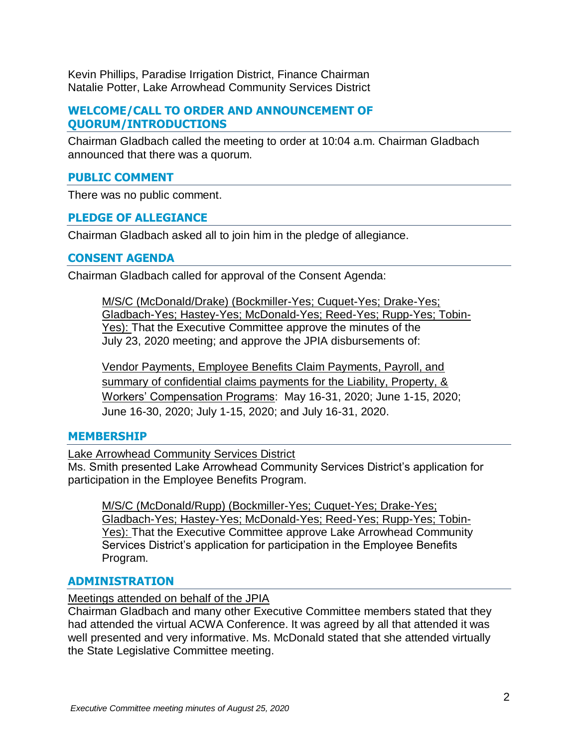Kevin Phillips, Paradise Irrigation District, Finance Chairman
Natalie Potter, Lake Arrowhead Community Services District

## WELCOME/CALL TO ORDER AND ANNOUNCEMENT OF QUORUM/INTRODUCTIONS

Chairman Gladbach called the meeting to order at 10:04 a.m. Chairman Gladbach announced that there was a quorum.

## PUBLIC COMMENT

There was no public comment.

## PLEDGE OF ALLEGIANCE

Chairman Gladbach asked all to join him in the pledge of allegiance.

## CONSENT AGENDA

Chairman Gladbach called for approval of the Consent Agenda:

> M/S/C (McDonald/Drake) (Bockmiller-Yes; Cuquet-Yes; Drake-Yes; Gladbach-Yes; Hastey-Yes; McDonald-Yes; Reed-Yes; Rupp-Yes; Tobin-Yes): That the Executive Committee approve the minutes of the July 23, 2020 meeting; and approve the JPIA disbursements of:
>
> Vendor Payments, Employee Benefits Claim Payments, Payroll, and summary of confidential claims payments for the Liability, Property, & Workers' Compensation Programs: May 16-31, 2020; June 1-15, 2020; June 16-30, 2020; July 1-15, 2020; and July 16-31, 2020.

## MEMBERSHIP

Lake Arrowhead Community Services District
Ms. Smith presented Lake Arrowhead Community Services District's application for participation in the Employee Benefits Program.

> M/S/C (McDonald/Rupp) (Bockmiller-Yes; Cuquet-Yes; Drake-Yes; Gladbach-Yes; Hastey-Yes; McDonald-Yes; Reed-Yes; Rupp-Yes; Tobin-Yes): That the Executive Committee approve Lake Arrowhead Community Services District's application for participation in the Employee Benefits Program.

## ADMINISTRATION

Meetings attended on behalf of the JPIA
Chairman Gladbach and many other Executive Committee members stated that they had attended the virtual ACWA Conference. It was agreed by all that attended it was well presented and very informative. Ms. McDonald stated that she attended virtually the State Legislative Committee meeting.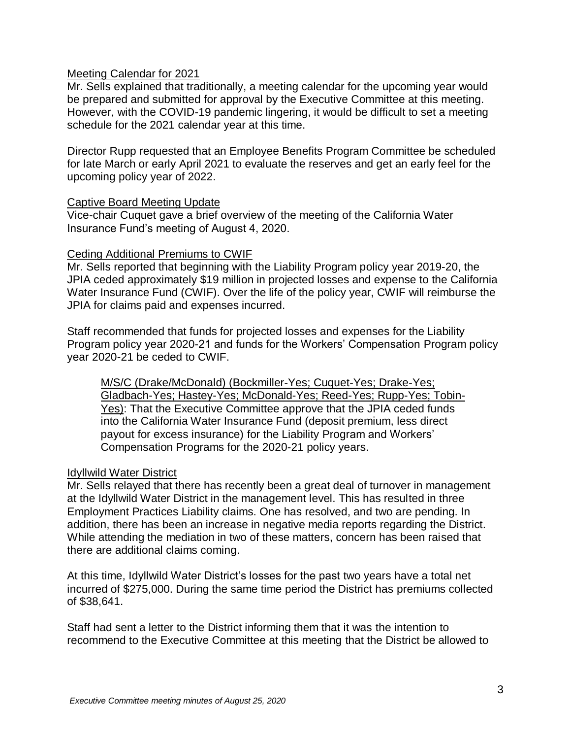Meeting Calendar for 2021

Mr. Sells explained that traditionally, a meeting calendar for the upcoming year would be prepared and submitted for approval by the Executive Committee at this meeting. However, with the COVID-19 pandemic lingering, it would be difficult to set a meeting schedule for the 2021 calendar year at this time.

Director Rupp requested that an Employee Benefits Program Committee be scheduled for late March or early April 2021 to evaluate the reserves and get an early feel for the upcoming policy year of 2022.

Captive Board Meeting Update

Vice-chair Cuquet gave a brief overview of the meeting of the California Water Insurance Fund's meeting of August 4, 2020.

Ceding Additional Premiums to CWIF

Mr. Sells reported that beginning with the Liability Program policy year 2019-20, the JPIA ceded approximately $19 million in projected losses and expense to the California Water Insurance Fund (CWIF). Over the life of the policy year, CWIF will reimburse the JPIA for claims paid and expenses incurred.

Staff recommended that funds for projected losses and expenses for the Liability Program policy year 2020-21 and funds for the Workers' Compensation Program policy year 2020-21 be ceded to CWIF.

> M/S/C (Drake/McDonald) (Bockmiller-Yes; Cuquet-Yes; Drake-Yes; Gladbach-Yes; Hastey-Yes; McDonald-Yes; Reed-Yes; Rupp-Yes; Tobin-Yes): That the Executive Committee approve that the JPIA ceded funds into the California Water Insurance Fund (deposit premium, less direct payout for excess insurance) for the Liability Program and Workers' Compensation Programs for the 2020-21 policy years.

Idyllwild Water District

Mr. Sells relayed that there has recently been a great deal of turnover in management at the Idyllwild Water District in the management level. This has resulted in three Employment Practices Liability claims. One has resolved, and two are pending. In addition, there has been an increase in negative media reports regarding the District. While attending the mediation in two of these matters, concern has been raised that there are additional claims coming.

At this time, Idyllwild Water District's losses for the past two years have a total net incurred of $275,000. During the same time period the District has premiums collected of $38,641.

Staff had sent a letter to the District informing them that it was the intention to recommend to the Executive Committee at this meeting that the District be allowed to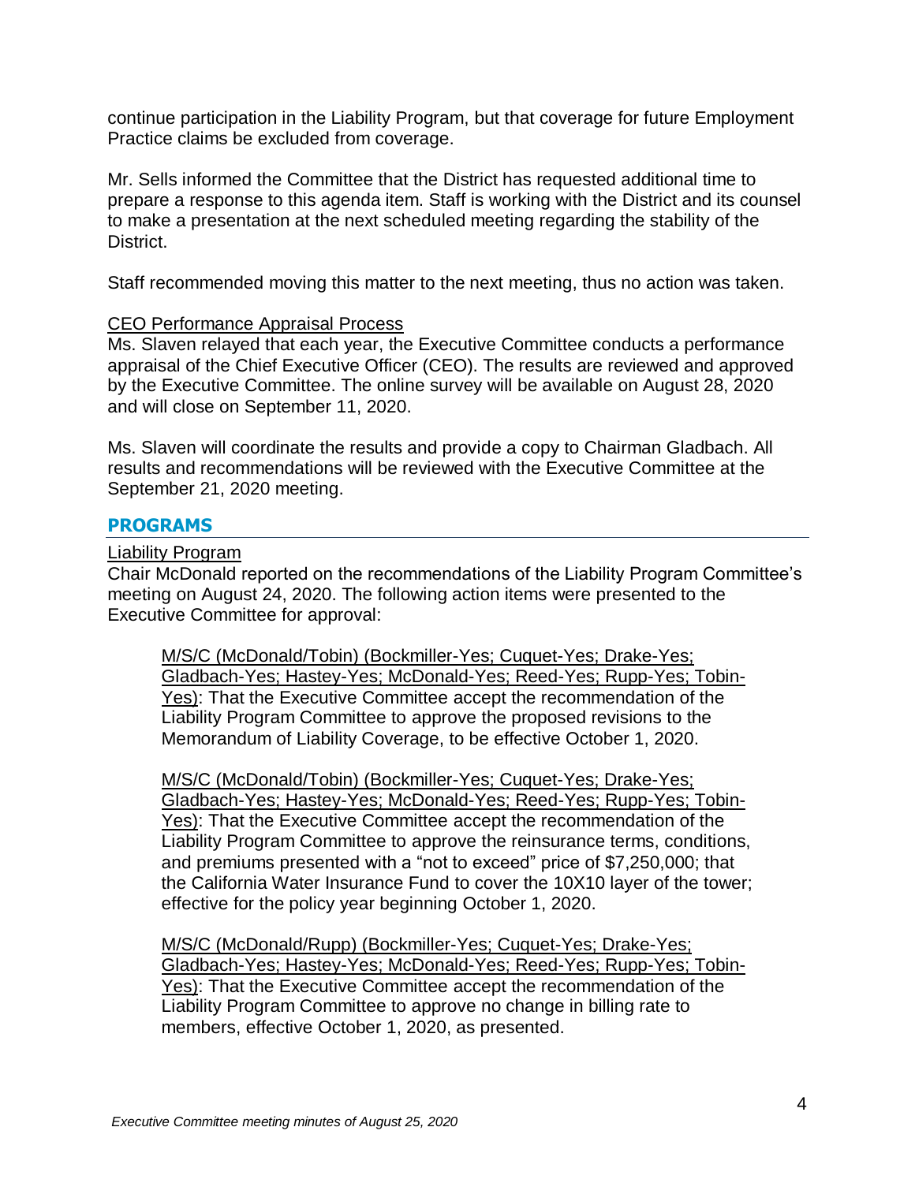continue participation in the Liability Program, but that coverage for future Employment Practice claims be excluded from coverage.

Mr. Sells informed the Committee that the District has requested additional time to prepare a response to this agenda item. Staff is working with the District and its counsel to make a presentation at the next scheduled meeting regarding the stability of the District.

Staff recommended moving this matter to the next meeting, thus no action was taken.

CEO Performance Appraisal Process

Ms. Slaven relayed that each year, the Executive Committee conducts a performance appraisal of the Chief Executive Officer (CEO). The results are reviewed and approved by the Executive Committee. The online survey will be available on August 28, 2020 and will close on September 11, 2020.

Ms. Slaven will coordinate the results and provide a copy to Chairman Gladbach. All results and recommendations will be reviewed with the Executive Committee at the September 21, 2020 meeting.

## PROGRAMS

Liability Program

Chair McDonald reported on the recommendations of the Liability Program Committee's meeting on August 24, 2020. The following action items were presented to the Executive Committee for approval:

> M/S/C (McDonald/Tobin) (Bockmiller-Yes; Cuquet-Yes; Drake-Yes; Gladbach-Yes; Hastey-Yes; McDonald-Yes; Reed-Yes; Rupp-Yes; Tobin-Yes): That the Executive Committee accept the recommendation of the Liability Program Committee to approve the proposed revisions to the Memorandum of Liability Coverage, to be effective October 1, 2020.
>
> M/S/C (McDonald/Tobin) (Bockmiller-Yes; Cuquet-Yes; Drake-Yes; Gladbach-Yes; Hastey-Yes; McDonald-Yes; Reed-Yes; Rupp-Yes; Tobin-Yes): That the Executive Committee accept the recommendation of the Liability Program Committee to approve the reinsurance terms, conditions, and premiums presented with a "not to exceed" price of $7,250,000; that the California Water Insurance Fund to cover the 10X10 layer of the tower; effective for the policy year beginning October 1, 2020.
>
> M/S/C (McDonald/Rupp) (Bockmiller-Yes; Cuquet-Yes; Drake-Yes; Gladbach-Yes; Hastey-Yes; McDonald-Yes; Reed-Yes; Rupp-Yes; Tobin-Yes): That the Executive Committee accept the recommendation of the Liability Program Committee to approve no change in billing rate to members, effective October 1, 2020, as presented.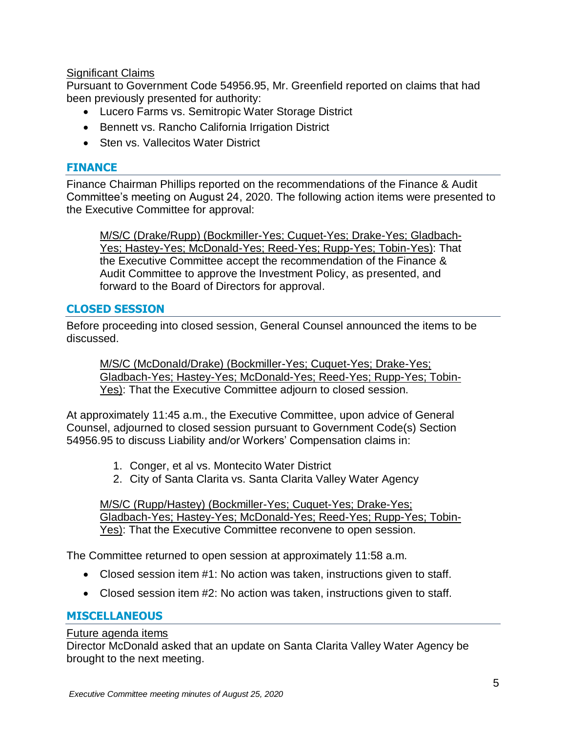Significant Claims

Pursuant to Government Code 54956.95, Mr. Greenfield reported on claims that had been previously presented for authority:

- Lucero Farms vs. Semitropic Water Storage District
- Bennett vs. Rancho California Irrigation District
- Sten vs. Vallecitos Water District

## FINANCE

Finance Chairman Phillips reported on the recommendations of the Finance & Audit Committee's meeting on August 24, 2020. The following action items were presented to the Executive Committee for approval:

> M/S/C (Drake/Rupp) (Bockmiller-Yes; Cuquet-Yes; Drake-Yes; Gladbach-Yes; Hastey-Yes; McDonald-Yes; Reed-Yes; Rupp-Yes; Tobin-Yes): That the Executive Committee accept the recommendation of the Finance & Audit Committee to approve the Investment Policy, as presented, and forward to the Board of Directors for approval.

## CLOSED SESSION

Before proceeding into closed session, General Counsel announced the items to be discussed.

> M/S/C (McDonald/Drake) (Bockmiller-Yes; Cuquet-Yes; Drake-Yes; Gladbach-Yes; Hastey-Yes; McDonald-Yes; Reed-Yes; Rupp-Yes; Tobin-Yes): That the Executive Committee adjourn to closed session.

At approximately 11:45 a.m., the Executive Committee, upon advice of General Counsel, adjourned to closed session pursuant to Government Code(s) Section 54956.95 to discuss Liability and/or Workers' Compensation claims in:

1. Conger, et al vs. Montecito Water District
2. City of Santa Clarita vs. Santa Clarita Valley Water Agency

> M/S/C (Rupp/Hastey) (Bockmiller-Yes; Cuquet-Yes; Drake-Yes; Gladbach-Yes; Hastey-Yes; McDonald-Yes; Reed-Yes; Rupp-Yes; Tobin-Yes): That the Executive Committee reconvene to open session.

The Committee returned to open session at approximately 11:58 a.m.

- Closed session item #1: No action was taken, instructions given to staff.
- Closed session item #2: No action was taken, instructions given to staff.

## MISCELLANEOUS

Future agenda items

Director McDonald asked that an update on Santa Clarita Valley Water Agency be brought to the next meeting.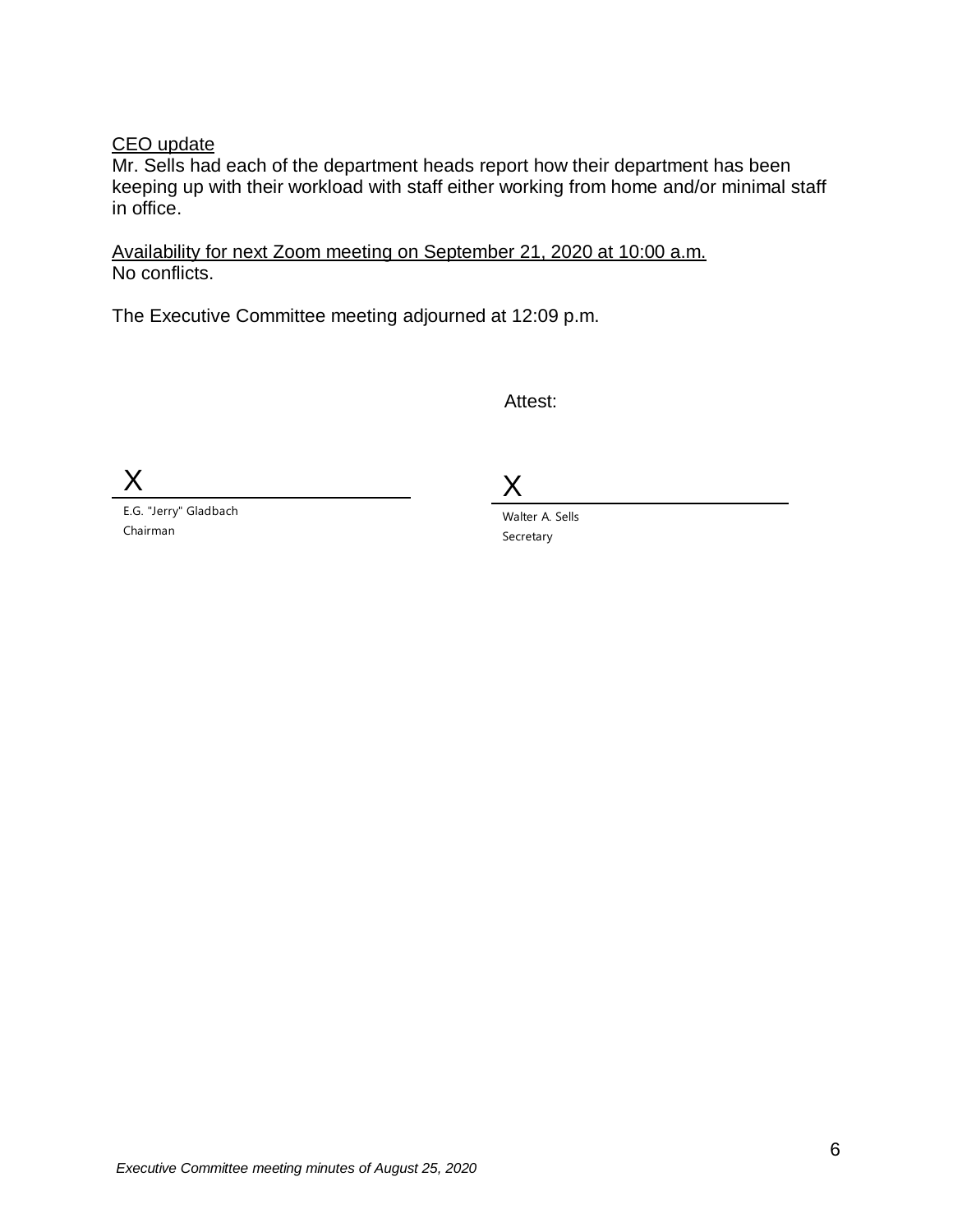CEO update

Mr. Sells had each of the department heads report how their department has been keeping up with their workload with staff either working from home and/or minimal staff in office.

Availability for next Zoom meeting on September 21, 2020 at 10:00 a.m.

No conflicts.

The Executive Committee meeting adjourned at 12:09 p.m.

Attest:

X

E.G. "Jerry" Gladbach
Chairman

X

Walter A. Sells
Secretary